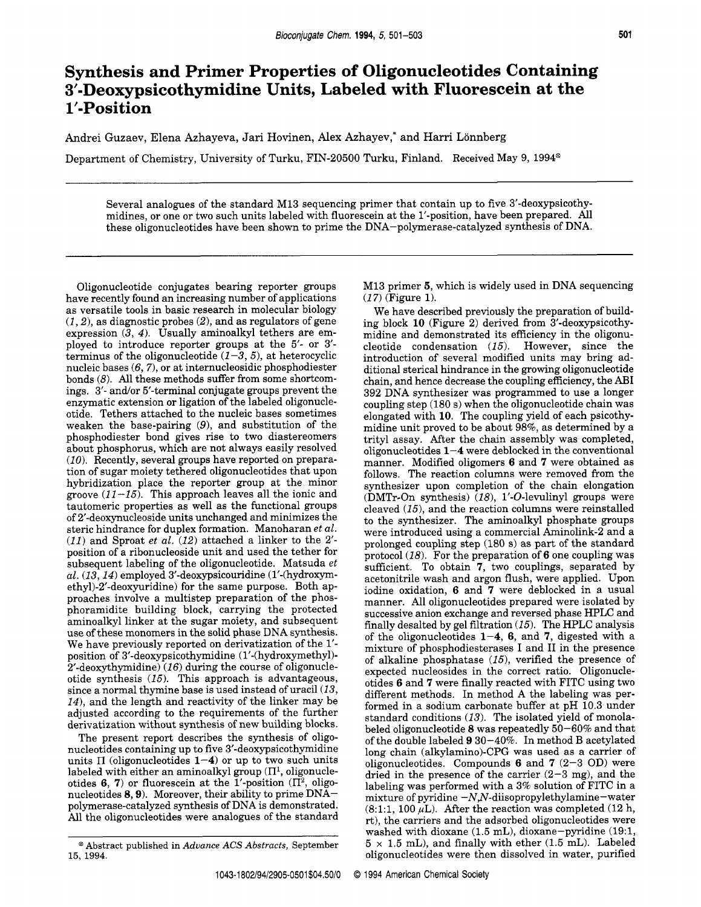# Synthesis and Primer Properties of Oligonucleotides Containing 3′-Deoxypsicothymidine Units, Labeled with Fluorescein at the 1′-Position

Andrei Guzaev, Elena Azhayeva, Jari Hovinen, Alex Azhayev,* and Harri Lönnberg

Department of Chemistry, University of Turku, FIN-20500 Turku, Finland. Received May 9, 1994[⊗]

Several analogues of the standard M13 sequencing primer that contain up to five 3′-deoxypsicothymidines, or one or two such units labeled with fluorescein at the 1′-position, have been prepared. All these oligonucleotides have been shown to prime the DNA–polymerase-catalyzed synthesis of DNA.

Oligonucleotide conjugates bearing reporter groups have recently found an increasing number of applications as versatile tools in basic research in molecular biology (*1, 2*), as diagnostic probes (*2*), and as regulators of gene expression (*3, 4*). Usually aminoalkyl tethers are employed to introduce reporter groups at the 5′- or 3′-terminus of the oligonucleotide (*1–3, 5*), at heterocyclic nucleic bases (*6, 7*), or at internucleosidic phosphodiester bonds (*8*). All these methods suffer from some shortcomings. 3′- and/or 5′-terminal conjugate groups prevent the enzymatic extension or ligation of the labeled oligonucleotide. Tethers attached to the nucleic bases sometimes weaken the base-pairing (*9*), and substitution of the phosphodiester bond gives rise to two diastereomers about phosphorus, which are not always easily resolved (*10*). Recently, several groups have reported on preparation of sugar moiety tethered oligonucleotides that upon hybridization place the reporter group at the minor groove (*11–15*). This approach leaves all the ionic and tautomeric properties as well as the functional groups of 2′-deoxynucleoside units unchanged and minimizes the steric hindrance for duplex formation. Manoharan *et al.* (*11*) and Sproat *et al.* (*12*) attached a linker to the 2′-position of a ribonucleoside unit and used the tether for subsequent labeling of the oligonucleotide. Matsuda *et al.* (*13, 14*) employed 3′-deoxypsicouridine (1′-(hydroxymethyl)-2′-deoxyuridine) for the same purpose. Both approaches involve a multistep preparation of the phosphoramidite building block, carrying the protected aminoalkyl linker at the sugar moiety, and subsequent use of these monomers in the solid phase DNA synthesis. We have previously reported on derivatization of the 1′-position of 3′-deoxypsicothymidine (1′-(hydroxymethyl)-2′-deoxythymidine) (*16*) during the course of oligonucleotide synthesis (*15*). This approach is advantageous, since a normal thymine base is used instead of uracil (*13, 14*), and the length and reactivity of the linker may be adjusted according to the requirements of the further derivatization without synthesis of new building blocks.

The present report describes the synthesis of oligonucleotides containing up to five 3′-deoxypsicothymidine units Π (oligonucleotides **1–4**) or up to two such units labeled with either an aminoalkyl group (Π[1], oligonucleotides **6**, **7**) or fluorescein at the 1′-position (Π[2], oligonucleotides **8, 9**). Moreover, their ability to prime DNA–polymerase-catalyzed synthesis of DNA is demonstrated. All the oligonucleotides were analogues of the standard M13 primer **5**, which is widely used in DNA sequencing (*17*) (Figure 1).

We have described previously the preparation of building block **10** (Figure 2) derived from 3′-deoxypsicothymidine and demonstrated its efficiency in the oligonucleotide condensation (*15*). However, since the introduction of several modified units may bring additional sterical hindrance in the growing oligonucleotide chain, and hence decrease the coupling efficiency, the ABI 392 DNA synthesizer was programmed to use a longer coupling step (180 s) when the oligonucleotide chain was elongated with **10**. The coupling yield of each psicothymidine unit proved to be about 98%, as determined by a trityl assay. After the chain assembly was completed, oligonucleotides **1–4** were deblocked in the conventional manner. Modified oligomers **6** and **7** were obtained as follows. The reaction columns were removed from the synthesizer upon completion of the chain elongation (DMTr-On synthesis) (*18*), 1′-*O*-levulinyl groups were cleaved (*15*), and the reaction columns were reinstalled to the synthesizer. The aminoalkyl phosphate groups were introduced using a commercial Aminolink-2 and a prolonged coupling step (180 s) as part of the standard protocol (*18*). For the preparation of **6** one coupling was sufficient. To obtain **7**, two couplings, separated by acetonitrile wash and argon flush, were applied. Upon iodine oxidation, **6** and **7** were deblocked in a usual manner. All oligonucleotides prepared were isolated by successive anion exchange and reversed phase HPLC and finally desalted by gel filtration (*15*). The HPLC analysis of the oligonucleotides **1–4**, **6**, and **7**, digested with a mixture of phosphodiesterases I and II in the presence of alkaline phosphatase (*15*), verified the presence of expected nucleosides in the correct ratio. Oligonucleotides **6** and **7** were finally reacted with FITC using two different methods. In method A the labeling was performed in a sodium carbonate buffer at pH 10.3 under standard conditions (*13*). The isolated yield of monolabeled oligonucleotide **8** was repeatedly 50–60% and that of the double labeled **9** 30–40%. In method B acetylated long chain (alkylamino)-CPG was used as a carrier of oligonucleotides. Compounds **6** and **7** (2–3 OD) were dried in the presence of the carrier (2–3 mg), and the labeling was performed with a 3% solution of FITC in a mixture of pyridine –*N*,*N*-diisopropylethylamine–water (8:1:1, 100 μL). After the reaction was completed (12 h, rt), the carriers and the adsorbed oligonucleotides were washed with dioxane (1.5 mL), dioxane–pyridine (19:1, 5 × 1.5 mL), and finally with ether (1.5 mL). Labeled oligonucleotides were then dissolved in water, purified

[⊗] Abstract published in *Advance ACS Abstracts*, September 15, 1994.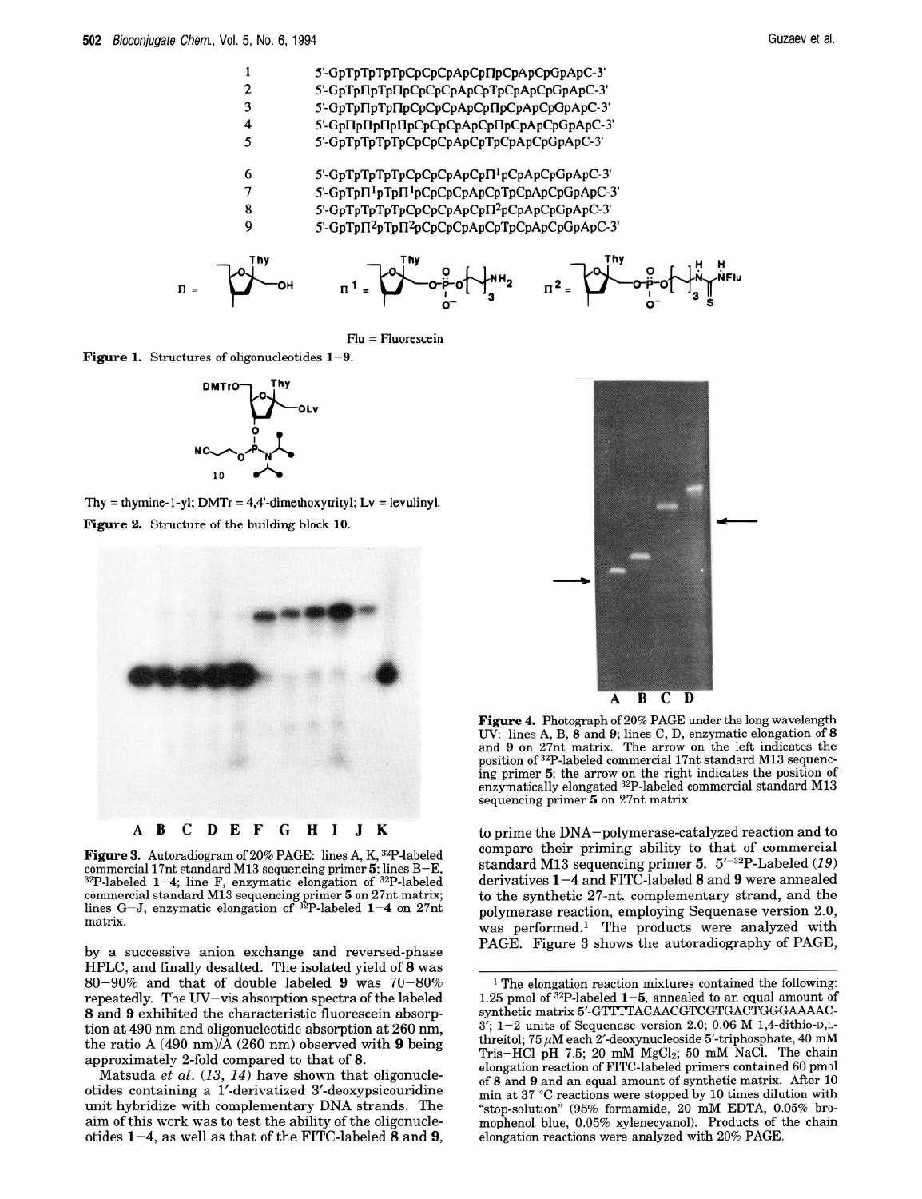| | |
|---|---|
| 1 | 5'-GpTpTpTpTpCpCpCpApCpΠpCpApCpGpApC-3' |
| 2 | 5'-GpTpΠpTpΠpCpCpCpApCpTpCpApCpGpApC-3' |
| 3 | 5'-GpTpΠpTpΠpCpCpCpApCpΠpCpApCpGpApC-3' |
| 4 | 5'-GpΠpΠpΠpΠpCpCpCpApCpΠpCpApCpGpApC-3' |
| 5 | 5'-GpTpTpTpTpCpCpCpApCpTpCpApCpGpApC-3' |
| 6 | 5'-GpTpTpTpTpCpCpCpApCpΠ[1]pCpApCpGpApC-3' |
| 7 | 5'-GpTpΠ[1]pTpΠ[1]pCpCpCpApCpTpCpApCpGpApC-3' |
| 8 | 5'-GpTpTpTpTpCpCpCpApCpΠ[2]pCpApCpGpApC-3' |
| 9 | 5'-GpTpΠ[2]pTpΠ[2]pCpCpCpApCpTpCpApCpGpApC-3' |

Flu = Fluorescein

**Figure 1.** Structures of oligonucleotides **1**–**9**.

Thy = thymine-1-yl; DMTr = 4,4'-dimethoxytrityl; Lv = levulinyl.

**Figure 2.** Structure of the building block **10**.

**Figure 3.** Autoradiogram of 20% PAGE: lines A, K, $^{32}$P-labeled commercial 17nt standard M13 sequencing primer **5**; lines B–E, $^{32}$P-labeled **1**–**4**; line F, enzymatic elongation of $^{32}$P-labeled commercial standard M13 sequencing primer **5** on 27nt matrix; lines G–J, enzymatic elongation of $^{32}$P-labeled **1**–**4** on 27nt matrix.

**Figure 4.** Photograph of 20% PAGE under the long wavelength UV: lines A, B, **8** and **9**; lines C, D, enzymatic elongation of **8** and **9** on 27nt matrix. The arrow on the left indicates the position of $^{32}$P-labeled commercial 17nt standard M13 sequencing primer **5**; the arrow on the right indicates the position of enzymatically elongated $^{32}$P-labeled commercial standard M13 sequencing primer **5** on 27nt matrix.

by a successive anion exchange and reversed-phase HPLC, and finally desalted. The isolated yield of **8** was 80–90% and that of double labeled **9** was 70–80% repeatedly. The UV–vis absorption spectra of the labeled **8** and **9** exhibited the characteristic fluorescein absorption at 490 nm and oligonucleotide absorption at 260 nm, the ratio A (490 nm)/A (260 nm) observed with **9** being approximately 2-fold compared to that of **8**.

Matsuda *et al.* (*13, 14*) have shown that oligonucleotides containing a 1'-derivatized 3'-deoxypsicouridine unit hybridize with complementary DNA strands. The aim of this work was to test the ability of the oligonucleotides **1**–**4**, as well as that of the FITC-labeled **8** and **9**, to prime the DNA–polymerase-catalyzed reaction and to compare their priming ability to that of commercial standard M13 sequencing primer **5**. 5'-$^{32}$P-Labeled (*19*) derivatives **1**–**4** and FITC-labeled **8** and **9** were annealed to the synthetic 27-nt. complementary strand, and the polymerase reaction, employing Sequenase version 2.0, was performed.[1] The products were analyzed with PAGE. Figure 3 shows the autoradiography of PAGE,

[1] The elongation reaction mixtures contained the following: 1.25 pmol of $^{32}$P-labeled **1**–**5**, annealed to an equal amount of synthetic matrix 5'-GTTTTACAACGTCGTGACTGGGAAAAC-3'; 1–2 units of Sequenase version 2.0; 0.06 M 1,4-dithio-D,L-threitol; 75 μM each 2'-deoxynucleoside 5'-triphosphate, 40 mM Tris–HCl pH 7.5; 20 mM $MgCl_2$; 50 mM NaCl. The chain elongation reaction of FITC-labeled primers contained 60 pmol of **8** and **9** and an equal amount of synthetic matrix. After 10 min at 37 °C reactions were stopped by 10 times dilution with "stop-solution" (95% formamide, 20 mM EDTA, 0.05% bromophenol blue, 0.05% xylenecyanol). Products of the chain elongation reactions were analyzed with 20% PAGE.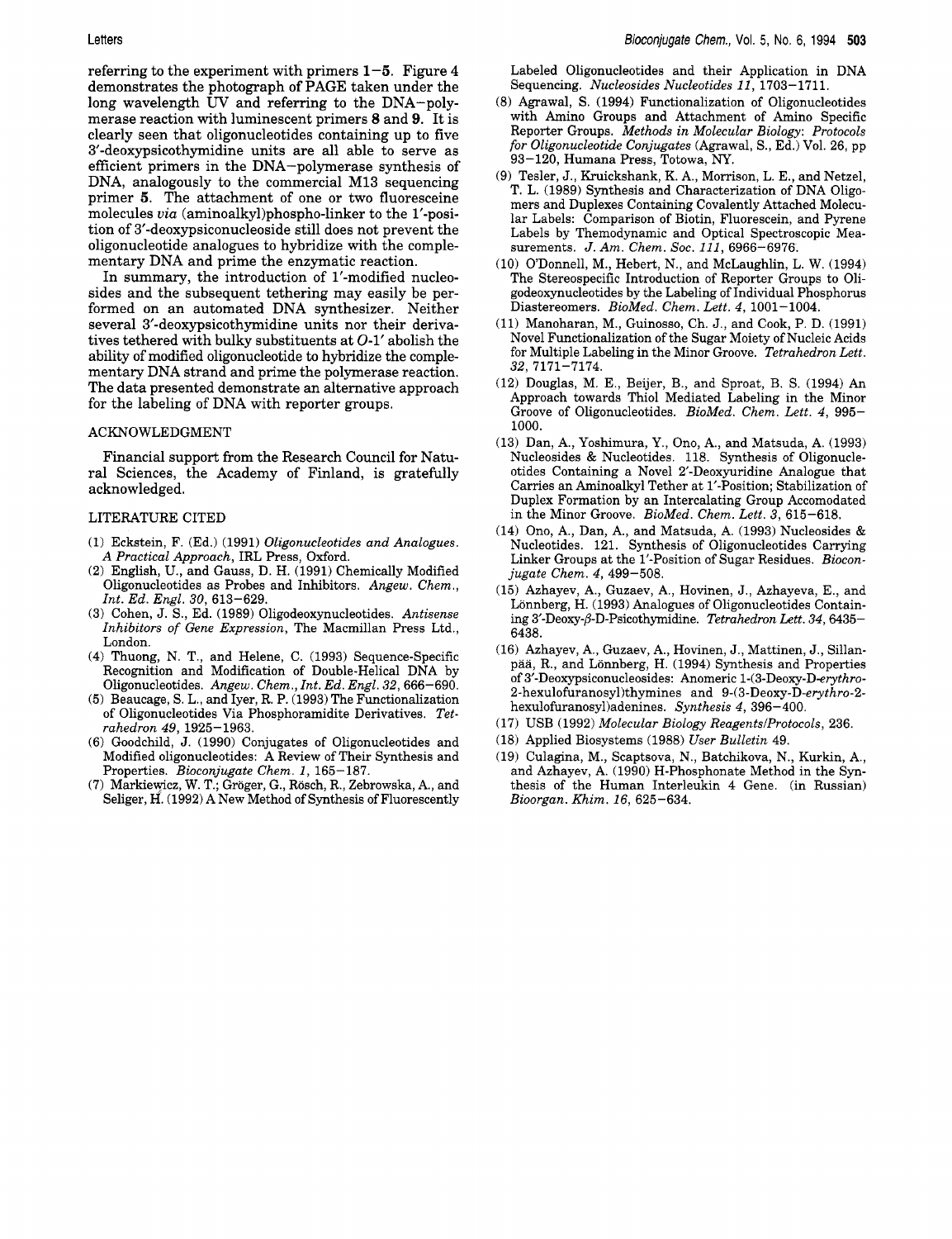referring to the experiment with primers **1**–**5**. Figure 4 demonstrates the photograph of PAGE taken under the long wavelength UV and referring to the DNA–polymerase reaction with luminescent primers **8** and **9**. It is clearly seen that oligonucleotides containing up to five 3′-deoxypsicothymidine units are all able to serve as efficient primers in the DNA–polymerase synthesis of DNA, analogously to the commercial M13 sequencing primer **5**. The attachment of one or two fluoresceine molecules *via* (aminoalkyl)phospho-linker to the 1′-position of 3′-deoxypsiconucleoside still does not prevent the oligonucleotide analogues to hybridize with the complementary DNA and prime the enzymatic reaction.

In summary, the introduction of 1′-modified nucleosides and the subsequent tethering may easily be performed on an automated DNA synthesizer. Neither several 3′-deoxypsicothymidine units nor their derivatives tethered with bulky substituents at *O*-1′ abolish the ability of modified oligonucleotide to hybridize the complementary DNA strand and prime the polymerase reaction. The data presented demonstrate an alternative approach for the labeling of DNA with reporter groups.

## ACKNOWLEDGMENT

Financial support from the Research Council for Natural Sciences, the Academy of Finland, is gratefully acknowledged.

## LITERATURE CITED

(1) Eckstein, F. (Ed.) (1991) *Oligonucleotides and Analogues. A Practical Approach*, IRL Press, Oxford.

(2) English, U., and Gauss, D. H. (1991) Chemically Modified Oligonucleotides as Probes and Inhibitors. *Angew. Chem., Int. Ed. Engl. 30*, 613–629.

(3) Cohen, J. S., Ed. (1989) Oligodeoxynucleotides. *Antisense Inhibitors of Gene Expression*, The Macmillan Press Ltd., London.

(4) Thuong, N. T., and Helene, C. (1993) Sequence-Specific Recognition and Modification of Double-Helical DNA by Oligonucleotides. *Angew. Chem., Int. Ed. Engl. 32*, 666–690.

(5) Beaucage, S. L., and Iyer, R. P. (1993) The Functionalization of Oligonucleotides Via Phosphoramidite Derivatives. *Tetrahedron 49*, 1925–1963.

(6) Goodchild, J. (1990) Conjugates of Oligonucleotides and Modified oligonucleotides: A Review of Their Synthesis and Properties. *Bioconjugate Chem. 1*, 165–187.

(7) Markiewicz, W. T.; Gröger, G., Rösch, R., Zebrowska, A., and Seliger, H. (1992) A New Method of Synthesis of Fluorescently Labeled Oligonucleotides and their Application in DNA Sequencing. *Nucleosides Nucleotides 11*, 1703–1711.

(8) Agrawal, S. (1994) Functionalization of Oligonucleotides with Amino Groups and Attachment of Amino Specific Reporter Groups. *Methods in Molecular Biology: Protocols for Oligonucleotide Conjugates* (Agrawal, S., Ed.) Vol. 26, pp 93–120, Humana Press, Totowa, NY.

(9) Tesler, J., Kruickshank, K. A., Morrison, L. E., and Netzel, T. L. (1989) Synthesis and Characterization of DNA Oligomers and Duplexes Containing Covalently Attached Molecular Labels: Comparison of Biotin, Fluorescein, and Pyrene Labels by Themodynamic and Optical Spectroscopic Measurements. *J. Am. Chem. Soc. 111*, 6966–6976.

(10) O'Donnell, M., Hebert, N., and McLaughlin, L. W. (1994) The Stereospecific Introduction of Reporter Groups to Oligodeoxynucleotides by the Labeling of Individual Phosphorus Diastereomers. *BioMed. Chem. Lett. 4*, 1001–1004.

(11) Manoharan, M., Guinosso, Ch. J., and Cook, P. D. (1991) Novel Functionalization of the Sugar Moiety of Nucleic Acids for Multiple Labeling in the Minor Groove. *Tetrahedron Lett. 32*, 7171–7174.

(12) Douglas, M. E., Beijer, B., and Sproat, B. S. (1994) An Approach towards Thiol Mediated Labeling in the Minor Groove of Oligonucleotides. *BioMed. Chem. Lett. 4*, 995–1000.

(13) Dan, A., Yoshimura, Y., Ono, A., and Matsuda, A. (1993) Nucleosides & Nucleotides. 118. Synthesis of Oligonucleotides Containing a Novel 2′-Deoxyuridine Analogue that Carries an Aminoalkyl Tether at 1′-Position; Stabilization of Duplex Formation by an Intercalating Group Accomodated in the Minor Groove. *BioMed. Chem. Lett. 3*, 615–618.

(14) Ono, A., Dan, A., and Matsuda, A. (1993) Nucleosides & Nucleotides. 121. Synthesis of Oligonucleotides Carrying Linker Groups at the 1′-Position of Sugar Residues. *Bioconjugate Chem. 4*, 499–508.

(15) Azhayev, A., Guzaev, A., Hovinen, J., Azhayeva, E., and Lönnberg, H. (1993) Analogues of Oligonucleotides Containing 3′-Deoxy-β-D-Psicothymidine. *Tetrahedron Lett. 34*, 6435–6438.

(16) Azhayev, A., Guzaev, A., Hovinen, J., Mattinen, J., Sillanpää, R., and Lönnberg, H. (1994) Synthesis and Properties of 3′-Deoxypsiconucleosides: Anomeric 1-(3-Deoxy-D-*erythro*-2-hexulofuranosyl)thymines and 9-(3-Deoxy-D-*erythro*-2-hexulofuranosyl)adenines. *Synthesis 4*, 396–400.

(17) USB (1992) *Molecular Biology Reagents/Protocols*, 236.

(18) Applied Biosystems (1988) *User Bulletin* 49.

(19) Culagina, M., Scaptsova, N., Batchikova, N., Kurkin, A., and Azhayev, A. (1990) H-Phosphonate Method in the Synthesis of the Human Interleukin 4 Gene. (in Russian) *Bioorgan. Khim. 16*, 625–634.